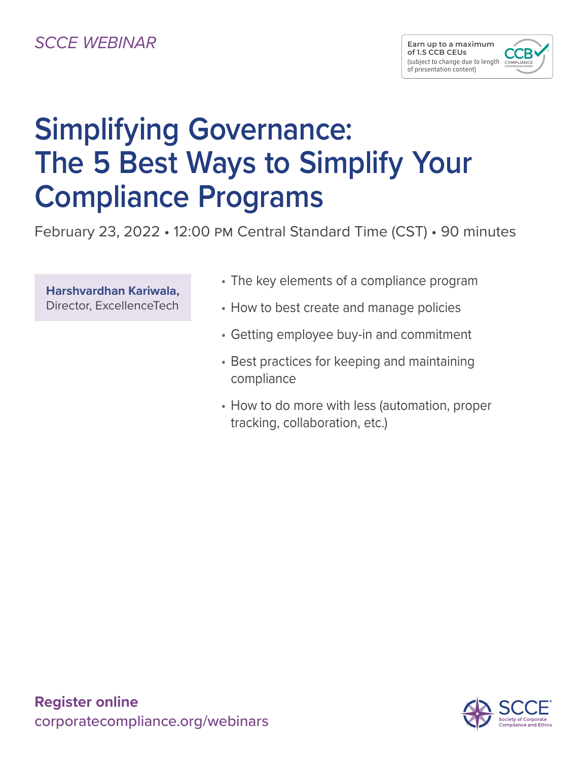*SCCE WEBINAR*

**Earn up to a maximum of 1.5 CCB CEUs**
(subject to change due to length of presentation content)

CCB COMPLIANCE CERTIFICATION BOARD

# Simplifying Governance: The 5 Best Ways to Simplify Your Compliance Programs

February 23, 2022 • 12:00 PM Central Standard Time (CST) • 90 minutes

**Harshvardhan Kariwala,**
Director, ExcellenceTech

- The key elements of a compliance program
- How to best create and manage policies
- Getting employee buy-in and commitment
- Best practices for keeping and maintaining compliance
- How to do more with less (automation, proper tracking, collaboration, etc.)

**Register online**
corporatecompliance.org/webinars

SCCE® Society of Corporate Compliance and Ethics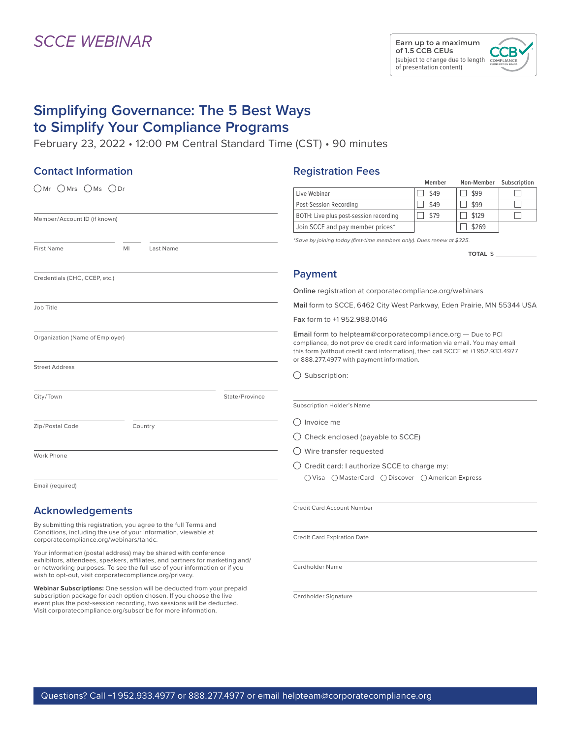SCCE WEBINAR

**Earn up to a maximum of 1.5 CCB CEUs**
(subject to change due to length of presentation content)

# Simplifying Governance: The 5 Best Ways to Simplify Your Compliance Programs

February 23, 2022 • 12:00 PM Central Standard Time (CST) • 90 minutes

## Contact Information

○ Mr ○ Mrs ○ Ms ○ Dr

Member/Account ID (if known)

First Name | MI | Last Name

Credentials (CHC, CCEP, etc.)

Job Title

Organization (Name of Employer)

Street Address

City/Town | State/Province

Zip/Postal Code | Country

Work Phone

Email (required)

## Acknowledgements

By submitting this registration, you agree to the full Terms and Conditions, including the use of your information, viewable at corporatecompliance.org/webinars/tandc.

Your information (postal address) may be shared with conference exhibitors, attendees, speakers, affiliates, and partners for marketing and/or networking purposes. To see the full use of your information or if you wish to opt-out, visit corporatecompliance.org/privacy.

**Webinar Subscriptions:** One session will be deducted from your prepaid subscription package for each option chosen. If you choose the live event plus the post-session recording, two sessions will be deducted. Visit corporatecompliance.org/subscribe for more information.

## Registration Fees

| | Member | Non-Member | Subscription |
|---|---|---|---|
| Live Webinar | ☐ $49 | ☐ $99 | ☐ |
| Post-Session Recording | ☐ $49 | ☐ $99 | ☐ |
| BOTH: Live plus post-session recording | ☐ $79 | ☐ $129 | ☐ |
| Join SCCE and pay member prices* | | ☐ $269 | |

*Save by joining today (first-time members only). Dues renew at $325.*

**TOTAL** $ ________

## Payment

**Online** registration at corporatecompliance.org/webinars

**Mail** form to SCCE, 6462 City West Parkway, Eden Prairie, MN 55344 USA

**Fax** form to +1 952.988.0146

**Email** form to helpteam@corporatecompliance.org — Due to PCI compliance, do not provide credit card information via email. You may email this form (without credit card information), then call SCCE at +1 952.933.4977 or 888.277.4977 with payment information.

○ Subscription:

Subscription Holder's Name

○ Invoice me

○ Check enclosed (payable to SCCE)

○ Wire transfer requested

○ Credit card: I authorize SCCE to charge my:

○ Visa ○ MasterCard ○ Discover ○ American Express

Credit Card Account Number

Credit Card Expiration Date

Cardholder Name

Cardholder Signature

Questions? Call +1 952.933.4977 or 888.277.4977 or email helpteam@corporatecompliance.org